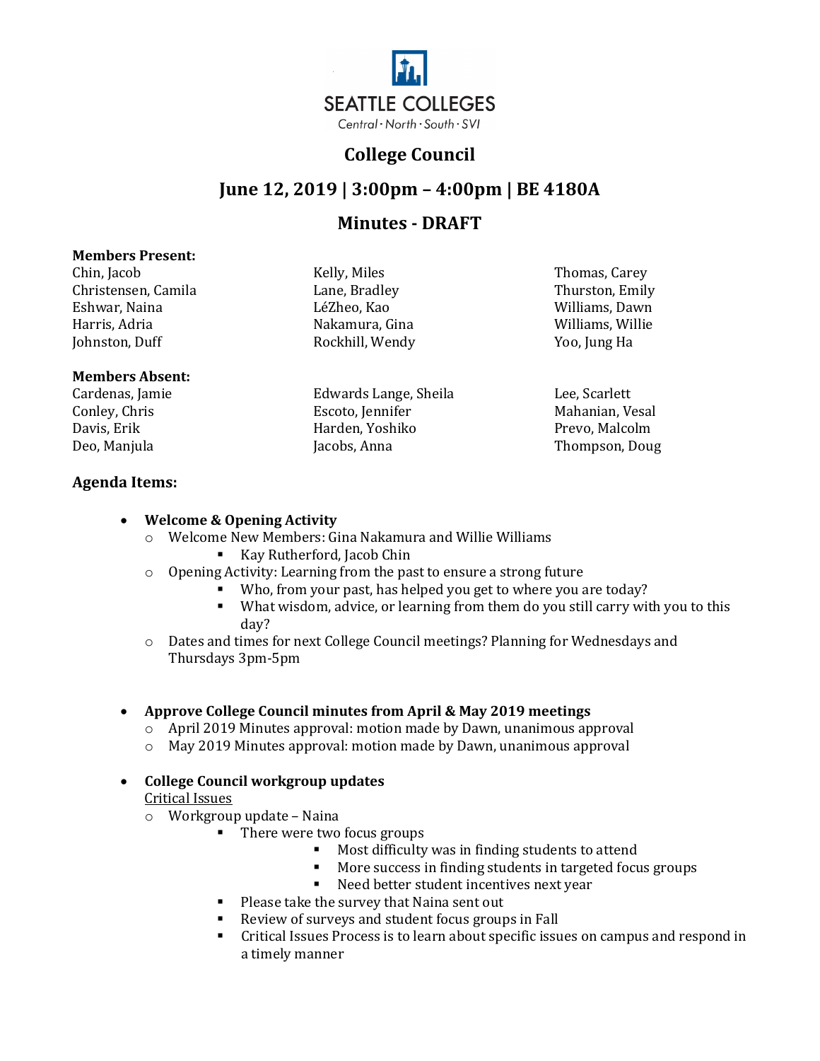SEATTLE COLLEGES

Central · North · South · SVI

# College Council

## June 12, 2019 | 3:00pm – 4:00pm | BE 4180A

## Minutes - DRAFT

**Members Present:**

Chin, Jacob
Christensen, Camila
Eshwar, Naina
Harris, Adria
Johnston, Duff
Kelly, Miles
Lane, Bradley
LéZheo, Kao
Nakamura, Gina
Rockhill, Wendy
Thomas, Carey
Thurston, Emily
Williams, Dawn
Williams, Willie
Yoo, Jung Ha

**Members Absent:**

Cardenas, Jamie
Conley, Chris
Davis, Erik
Deo, Manjula
Edwards Lange, Sheila
Escoto, Jennifer
Harden, Yoshiko
Jacobs, Anna
Lee, Scarlett
Mahanian, Vesal
Prevo, Malcolm
Thompson, Doug

### Agenda Items:

- **Welcome & Opening Activity**
  - Welcome New Members: Gina Nakamura and Willie Williams
    - Kay Rutherford, Jacob Chin
  - Opening Activity: Learning from the past to ensure a strong future
    - Who, from your past, has helped you get to where you are today?
    - What wisdom, advice, or learning from them do you still carry with you to this day?
  - Dates and times for next College Council meetings? Planning for Wednesdays and Thursdays 3pm-5pm

- **Approve College Council minutes from April & May 2019 meetings**
  - April 2019 Minutes approval: motion made by Dawn, unanimous approval
  - May 2019 Minutes approval: motion made by Dawn, unanimous approval

- **College Council workgroup updates**

  Critical Issues
  - Workgroup update – Naina
    - There were two focus groups
      - Most difficulty was in finding students to attend
      - More success in finding students in targeted focus groups
      - Need better student incentives next year
    - Please take the survey that Naina sent out
    - Review of surveys and student focus groups in Fall
    - Critical Issues Process is to learn about specific issues on campus and respond in a timely manner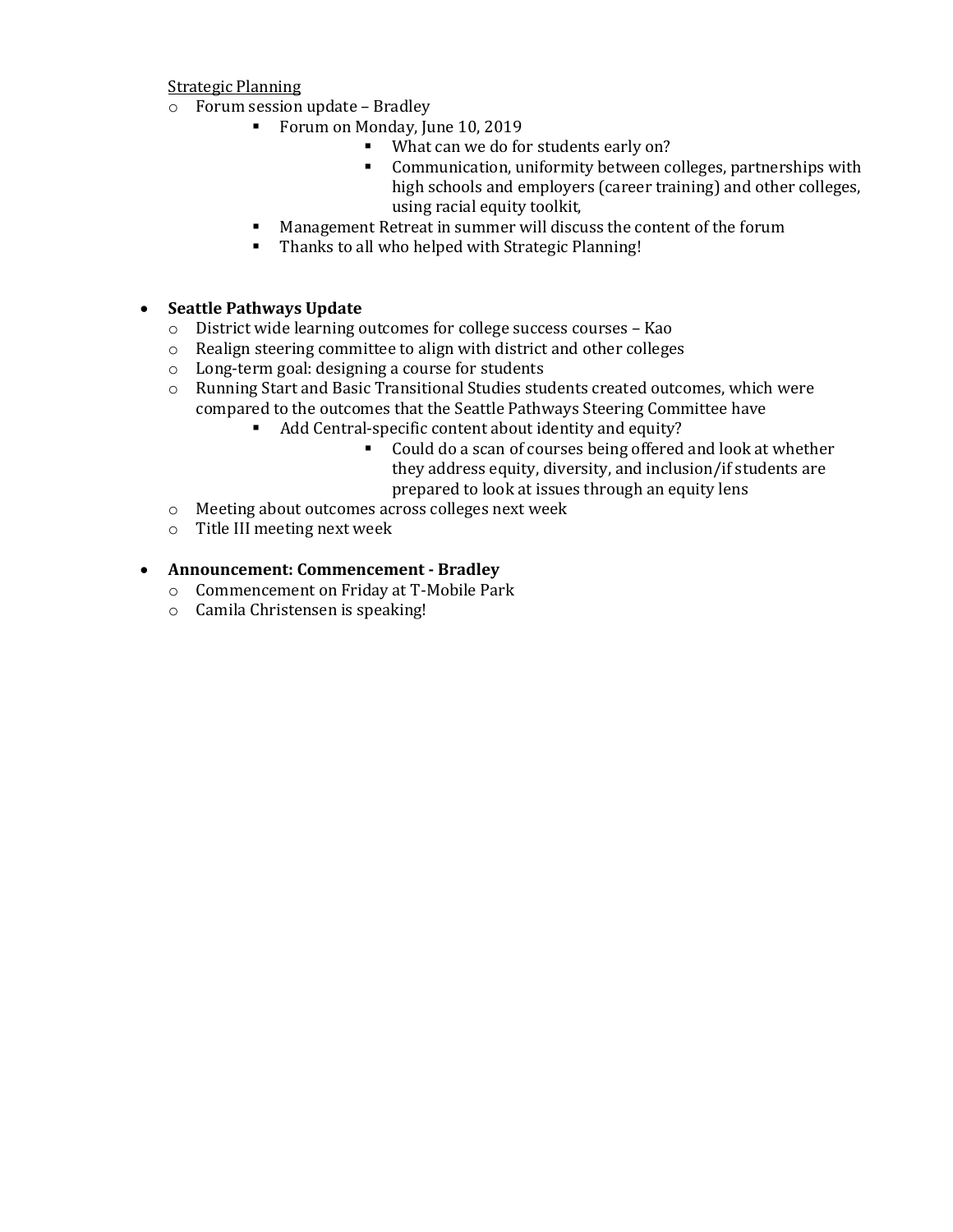Strategic Planning

- Forum session update – Bradley
  - Forum on Monday, June 10, 2019
    - What can we do for students early on?
    - Communication, uniformity between colleges, partnerships with high schools and employers (career training) and other colleges, using racial equity toolkit,
  - Management Retreat in summer will discuss the content of the forum
  - Thanks to all who helped with Strategic Planning!

- **Seattle Pathways Update**
  - District wide learning outcomes for college success courses – Kao
  - Realign steering committee to align with district and other colleges
  - Long-term goal: designing a course for students
  - Running Start and Basic Transitional Studies students created outcomes, which were compared to the outcomes that the Seattle Pathways Steering Committee have
    - Add Central-specific content about identity and equity?
      - Could do a scan of courses being offered and look at whether they address equity, diversity, and inclusion/if students are prepared to look at issues through an equity lens
  - Meeting about outcomes across colleges next week
  - Title III meeting next week

- **Announcement: Commencement - Bradley**
  - Commencement on Friday at T-Mobile Park
  - Camila Christensen is speaking!